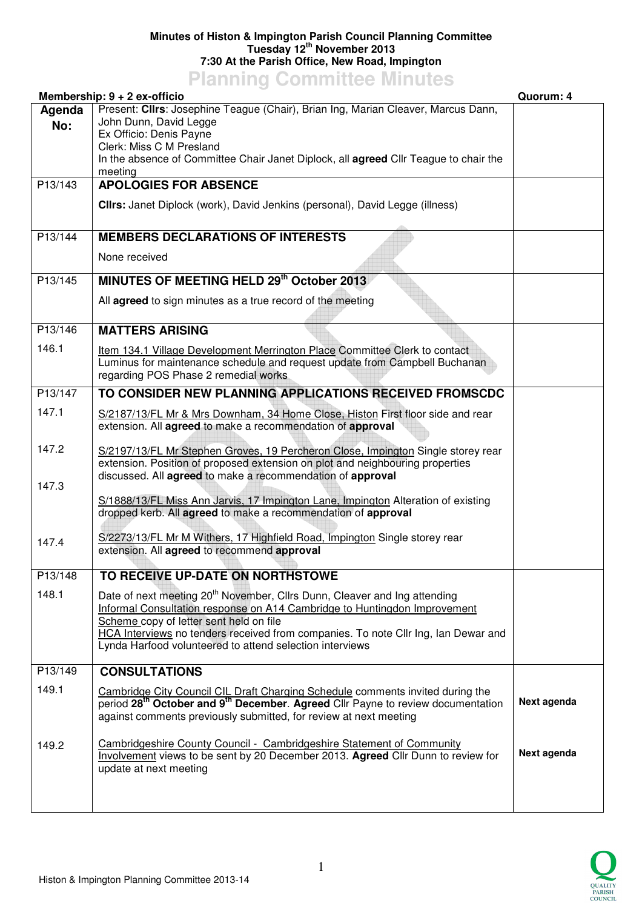**Minutes of Histon & Impington Parish Council Planning Committee**
**Tuesday 12th November 2013**
**7:30 At the Parish Office, New Road, Impington**

# Planning Committee Minutes

**Membership: 9 + 2 ex-officio** | **Quorum: 4**

| Agenda No: | | |
|---|---|---|
| | Present: **Cllrs**: Josephine Teague (Chair), Brian Ing, Marian Cleaver, Marcus Dann, John Dunn, David Legge<br>Ex Officio: Denis Payne<br>Clerk: Miss C M Presland<br>In the absence of Committee Chair Janet Diplock, all **agreed** Cllr Teague to chair the meeting | |
| P13/143 | **APOLOGIES FOR ABSENCE**<br><br>**Cllrs:** Janet Diplock (work), David Jenkins (personal), David Legge (illness) | |
| P13/144 | **MEMBERS DECLARATIONS OF INTERESTS**<br><br>None received | |
| P13/145 | **MINUTES OF MEETING HELD 29th October 2013**<br><br>All **agreed** to sign minutes as a true record of the meeting | |
| P13/146 | **MATTERS ARISING** | |
| 146.1 | Item 134.1 Village Development Merrington Place Committee Clerk to contact Luminus for maintenance schedule and request update from Campbell Buchanan regarding POS Phase 2 remedial works | |
| P13/147 | **TO CONSIDER NEW PLANNING APPLICATIONS RECEIVED FROMSCDC** | |
| 147.1 | S/2187/13/FL Mr & Mrs Downham, 34 Home Close, Histon First floor side and rear extension. All **agreed** to make a recommendation of **approval** | |
| 147.2 | S/2197/13/FL Mr Stephen Groves, 19 Percheron Close, Impington Single storey rear extension. Position of proposed extension on plot and neighbouring properties discussed. All **agreed** to make a recommendation of **approval** | |
| 147.3 | S/1888/13/FL Miss Ann Jarvis, 17 Impington Lane, Impington Alteration of existing dropped kerb. All **agreed** to make a recommendation of **approval** | |
| 147.4 | S/2273/13/FL Mr M Withers, 17 Highfield Road, Impington Single storey rear extension. All **agreed** to recommend **approval** | |
| P13/148 | **TO RECEIVE UP-DATE ON NORTHSTOWE** | |
| 148.1 | Date of next meeting 20th November, Cllrs Dunn, Cleaver and Ing attending<br>Informal Consultation response on A14 Cambridge to Huntingdon Improvement Scheme copy of letter sent held on file<br>HCA Interviews no tenders received from companies. To note Cllr Ing, Ian Dewar and Lynda Harfood volunteered to attend selection interviews | |
| P13/149 | **CONSULTATIONS** | |
| 149.1 | Cambridge City Council CIL Draft Charging Schedule comments invited during the period **28th October and 9th December**. **Agreed** Cllr Payne to review documentation against comments previously submitted, for review at next meeting | **Next agenda** |
| 149.2 | Cambridgeshire County Council - Cambridgeshire Statement of Community Involvement views to be sent by 20 December 2013. **Agreed** Cllr Dunn to review for update at next meeting | **Next agenda** |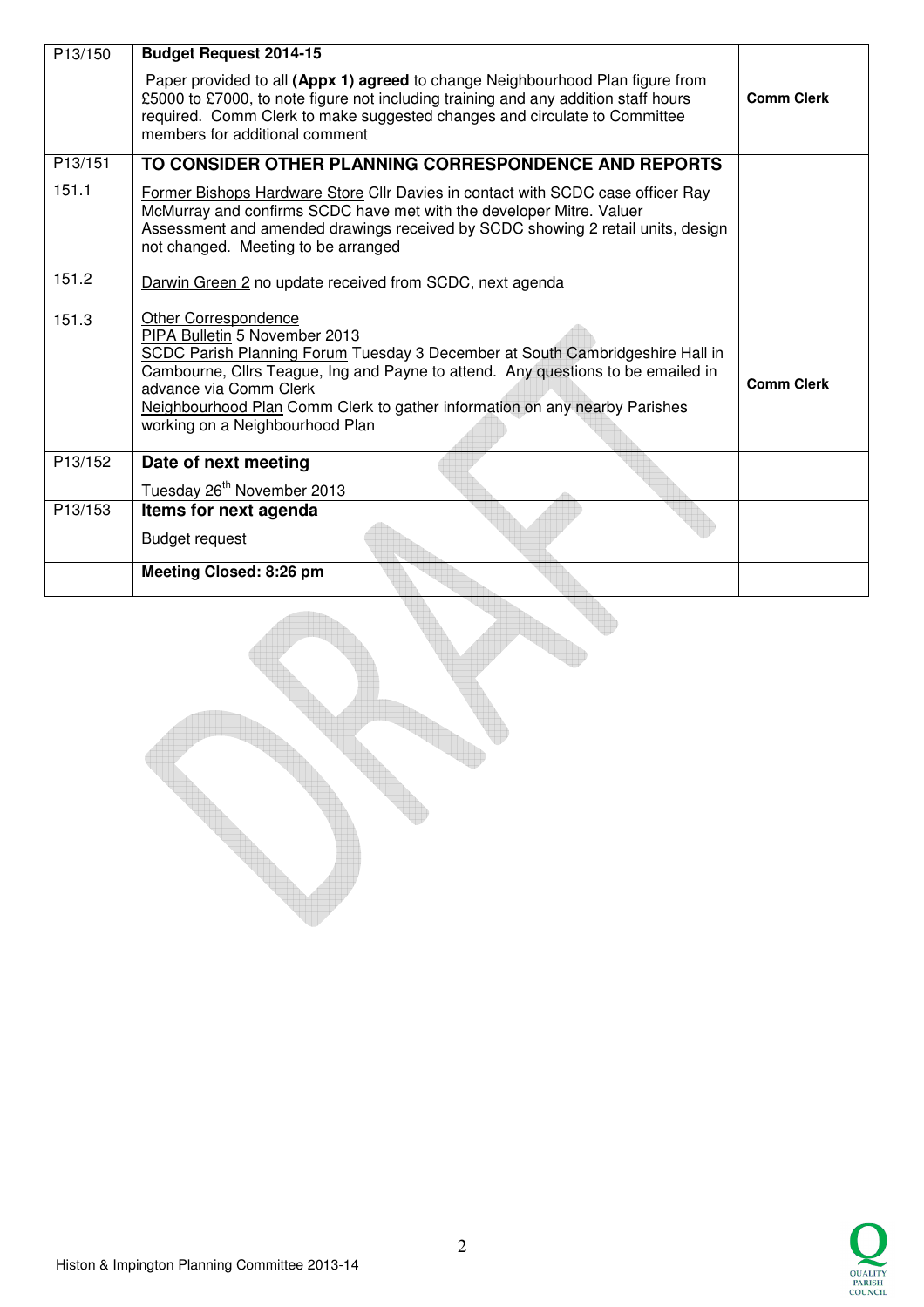| | | |
|---|---|---|
| P13/150 | **Budget Request 2014-15**<br>Paper provided to all **(Appx 1) agreed** to change Neighbourhood Plan figure from £5000 to £7000, to note figure not including training and any addition staff hours required. Comm Clerk to make suggested changes and circulate to Committee members for additional comment | **Comm Clerk** |
| P13/151 | **TO CONSIDER OTHER PLANNING CORRESPONDENCE AND REPORTS** | |
| 151.1 | Former Bishops Hardware Store Cllr Davies in contact with SCDC case officer Ray McMurray and confirms SCDC have met with the developer Mitre. Valuer Assessment and amended drawings received by SCDC showing 2 retail units, design not changed. Meeting to be arranged | |
| 151.2 | Darwin Green 2 no update received from SCDC, next agenda | |
| 151.3 | Other Correspondence<br>PIPA Bulletin 5 November 2013<br>SCDC Parish Planning Forum Tuesday 3 December at South Cambridgeshire Hall in Cambourne, Cllrs Teague, Ing and Payne to attend. Any questions to be emailed in advance via Comm Clerk<br>Neighbourhood Plan Comm Clerk to gather information on any nearby Parishes working on a Neighbourhood Plan | **Comm Clerk** |
| P13/152 | **Date of next meeting**<br>Tuesday 26th November 2013 | |
| P13/153 | **Items for next agenda**<br>Budget request | |
| | **Meeting Closed: 8:26 pm** | |